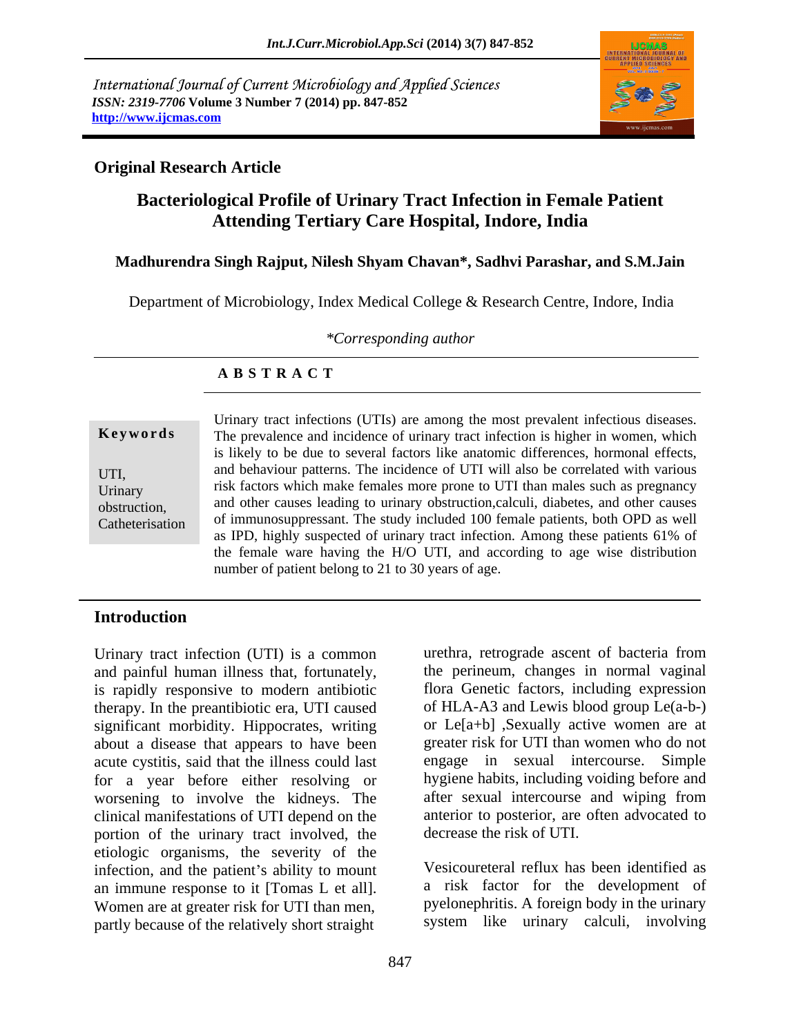International Journal of Current Microbiology and Applied Sciences
*ISSN: 2319-7706* **Volume 3 Number 7 (2014) pp. 847-852**
**http://www.ijcmas.com**

**Original Research Article**

# Bacteriological Profile of Urinary Tract Infection in Female Patient Attending Tertiary Care Hospital, Indore, India

**Madhurendra Singh Rajput, Nilesh Shyam Chavan\*, Sadhvi Parashar, and S.M.Jain**

Department of Microbiology, Index Medical College & Research Centre, Indore, India

*\*Corresponding author*

## A B S T R A C T

**Keywords**

UTI,
Urinary obstruction,
Catheterisation

Urinary tract infections (UTIs) are among the most prevalent infectious diseases. The prevalence and incidence of urinary tract infection is higher in women, which is likely to be due to several factors like anatomic differences, hormonal effects, and behaviour patterns. The incidence of UTI will also be correlated with various risk factors which make females more prone to UTI than males such as pregnancy and other causes leading to urinary obstruction,calculi, diabetes, and other causes of immunosuppressant. The study included 100 female patients, both OPD as well as IPD, highly suspected of urinary tract infection. Among these patients 61% of the female ware having the H/O UTI, and according to age wise distribution number of patient belong to 21 to 30 years of age.

## Introduction

Urinary tract infection (UTI) is a common and painful human illness that, fortunately, is rapidly responsive to modern antibiotic therapy. In the preantibiotic era, UTI caused significant morbidity. Hippocrates, writing about a disease that appears to have been acute cystitis, said that the illness could last for a year before either resolving or worsening to involve the kidneys. The clinical manifestations of UTI depend on the portion of the urinary tract involved, the etiologic organisms, the severity of the infection, and the patient's ability to mount an immune response to it [Tomas L et all]. Women are at greater risk for UTI than men, partly because of the relatively short straight urethra, retrograde ascent of bacteria from the perineum, changes in normal vaginal flora Genetic factors, including expression of HLA-A3 and Lewis blood group Le(a-b-) or Le[a+b] ,Sexually active women are at greater risk for UTI than women who do not engage in sexual intercourse. Simple hygiene habits, including voiding before and after sexual intercourse and wiping from anterior to posterior, are often advocated to decrease the risk of UTI.

Vesicoureteral reflux has been identified as a risk factor for the development of pyelonephritis. A foreign body in the urinary system like urinary calculi, involving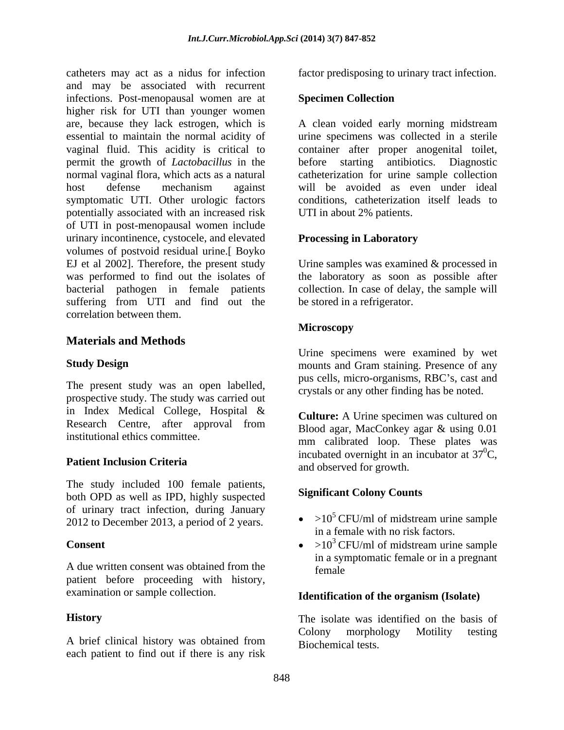catheters may act as a nidus for infection and may be associated with recurrent infections. Post-menopausal women are at higher risk for UTI than younger women are, because they lack estrogen, which is essential to maintain the normal acidity of vaginal fluid. This acidity is critical to permit the growth of *Lactobacillus* in the normal vaginal flora, which acts as a natural host defense mechanism against symptomatic UTI. Other urologic factors potentially associated with an increased risk of UTI in post-menopausal women include urinary incontinence, cystocele, and elevated volumes of postvoid residual urine.[ Boyko EJ et al 2002]. Therefore, the present study was performed to find out the isolates of bacterial pathogen in female patients suffering from UTI and find out the correlation between them.

## Materials and Methods

### Study Design

The present study was an open labelled, prospective study. The study was carried out in Index Medical College, Hospital & Research Centre, after approval from institutional ethics committee.

### Patient Inclusion Criteria

The study included 100 female patients, both OPD as well as IPD, highly suspected of urinary tract infection, during January 2012 to December 2013, a period of 2 years.

### Consent

A due written consent was obtained from the patient before proceeding with history, examination or sample collection.

### History

A brief clinical history was obtained from each patient to find out if there is any risk factor predisposing to urinary tract infection.

### Specimen Collection

A clean voided early morning midstream urine specimens was collected in a sterile container after proper anogenital toilet, before starting antibiotics. Diagnostic catheterization for urine sample collection will be avoided as even under ideal conditions, catheterization itself leads to UTI in about 2% patients.

### Processing in Laboratory

Urine samples was examined & processed in the laboratory as soon as possible after collection. In case of delay, the sample will be stored in a refrigerator.

### Microscopy

Urine specimens were examined by wet mounts and Gram staining. Presence of any pus cells, micro-organisms, RBC's, cast and crystals or any other finding has be noted.

**Culture:** A Urine specimen was cultured on Blood agar, MacConkey agar & using 0.01 mm calibrated loop. These plates was incubated overnight in an incubator at $37^0$C, and observed for growth.

### Significant Colony Counts

- $>10^5$ CFU/ml of midstream urine sample in a female with no risk factors.
- $>10^3$ CFU/ml of midstream urine sample in a symptomatic female or in a pregnant female

### Identification of the organism (Isolate)

The isolate was identified on the basis of Colony morphology Motility testing Biochemical tests.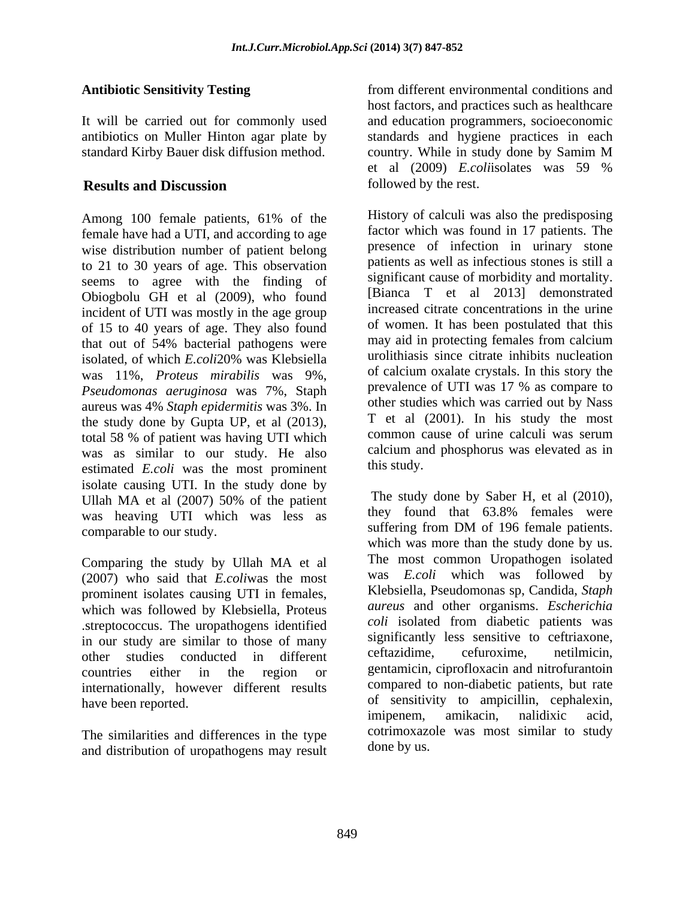### Antibiotic Sensitivity Testing

It will be carried out for commonly used antibiotics on Muller Hinton agar plate by standard Kirby Bauer disk diffusion method.

## Results and Discussion

Among 100 female patients, 61% of the female have had a UTI, and according to age wise distribution number of patient belong to 21 to 30 years of age. This observation seems to agree with the finding of Obiogbolu GH et al (2009), who found incident of UTI was mostly in the age group of 15 to 40 years of age. They also found that out of 54% bacterial pathogens were isolated, of which *E.coli*20% was Klebsiella was 11%, *Proteus mirabilis* was 9%, *Pseudomonas aeruginosa* was 7%, Staph aureus was 4% *Staph epidermitis* was 3%. In the study done by Gupta UP, et al (2013), total 58 % of patient was having UTI which was as similar to our study. He also estimated *E.coli* was the most prominent isolate causing UTI. In the study done by Ullah MA et al (2007) 50% of the patient was heaving UTI which was less as comparable to our study.

Comparing the study by Ullah MA et al (2007) who said that *E.coli*was the most prominent isolates causing UTI in females, which was followed by Klebsiella, Proteus .streptococcus. The uropathogens identified in our study are similar to those of many other studies conducted in different countries either in the region or internationally, however different results have been reported.

The similarities and differences in the type and distribution of uropathogens may result from different environmental conditions and host factors, and practices such as healthcare and education programmers, socioeconomic standards and hygiene practices in each country. While in study done by Samim M et al (2009) *E.coli*isolates was 59 % followed by the rest.

History of calculi was also the predisposing factor which was found in 17 patients. The presence of infection in urinary stone patients as well as infectious stones is still a significant cause of morbidity and mortality. [Bianca T et al 2013] demonstrated increased citrate concentrations in the urine of women. It has been postulated that this may aid in protecting females from calcium urolithiasis since citrate inhibits nucleation of calcium oxalate crystals. In this story the prevalence of UTI was 17 % as compare to other studies which was carried out by Nass T et al (2001). In his study the most common cause of urine calculi was serum calcium and phosphorus was elevated as in this study.

The study done by Saber H, et al (2010), they found that 63.8% females were suffering from DM of 196 female patients. which was more than the study done by us. The most common Uropathogen isolated was *E.coli* which was followed by Klebsiella, Pseudomonas sp, Candida, *Staph aureus* and other organisms. *Escherichia coli* isolated from diabetic patients was significantly less sensitive to ceftriaxone, ceftazidime, cefuroxime, netilmicin, gentamicin, ciprofloxacin and nitrofurantoin compared to non-diabetic patients, but rate of sensitivity to ampicillin, cephalexin, imipenem, amikacin, nalidixic acid, cotrimoxazole was most similar to study done by us.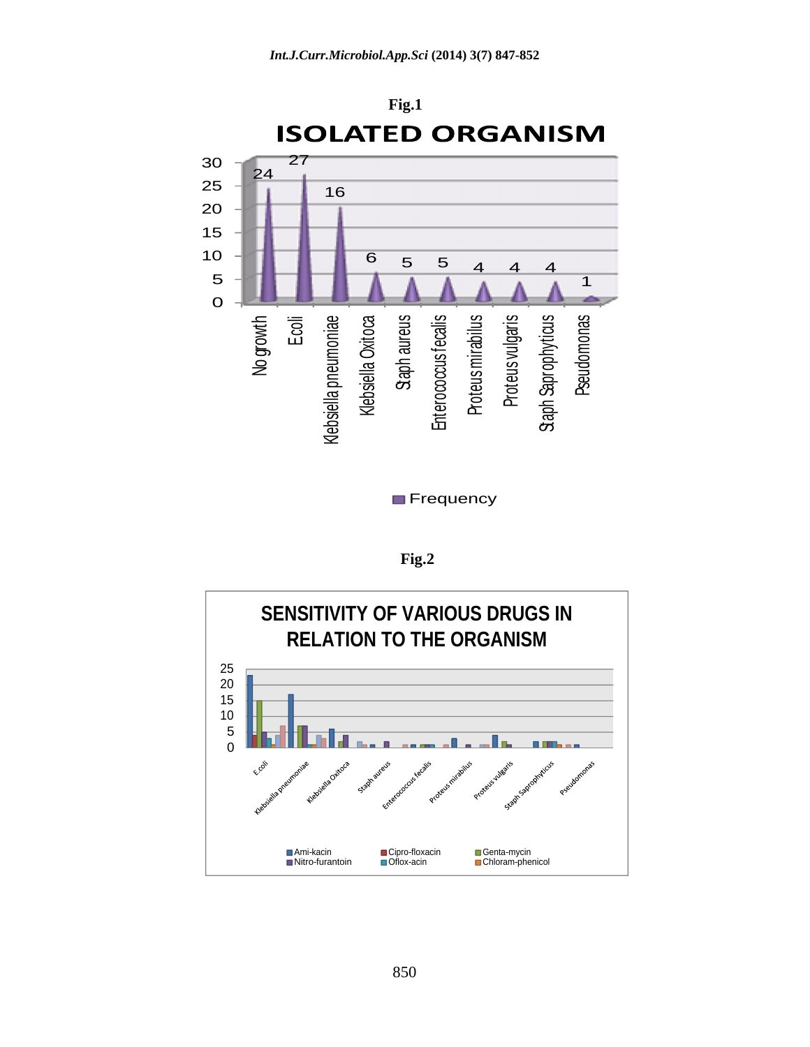**Fig.1**

**ISOLATED ORGANISM**

| Organism | Frequency |
|---|---|
| No growth | 24 |
| Ecoli | 27 |
| Klebsiella pneumoniae | 16 |
| Klebsiella Oxitoca | 6 |
| Staph aureus | 5 |
| Enterococcus fecalis | 5 |
| Proteus mirabilus | 4 |
| Proteus vulgaris | 4 |
| Staph Saprophyticus | 4 |
| Pseudomonas | 1 |

**Fig.2**

**SENSITIVITY OF VARIOUS DRUGS IN RELATION TO THE ORGANISM**

Organisms: E.coli, Klebsiella pneumoniae, Klebsiella Oxitoca, Staph aureus, Enterococcus fecalis, Proteus mirabilus, Proteus vulgaris, Staph Saprophyticus, Pseudomonas

Legend: Ami-kacin, Cipro-floxacin, Genta-mycin, Nitro-furantoin, Oflox-acin, Chloram-phenicol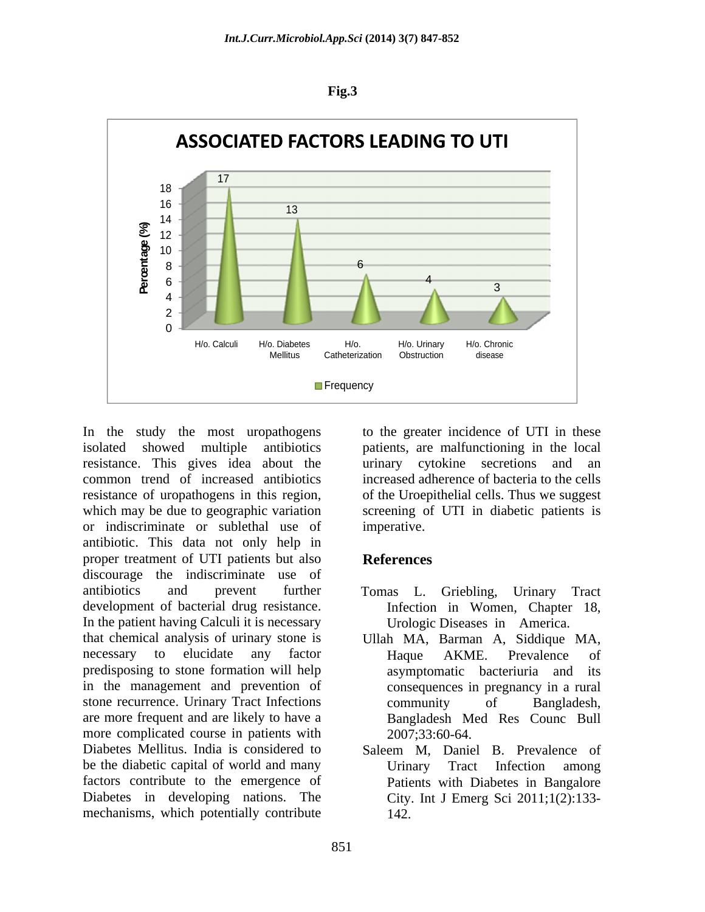**Fig.3**

ASSOCIATED FACTORS LEADING TO UTI

| Associated factor | Frequency (%) |
| --- | --- |
| H/o. Calculi | 17 |
| H/o. Diabetes Mellitus | 13 |
| H/o. Catheterization | 6 |
| H/o. Urinary Obstruction | 4 |
| H/o. Chronic disease | 3 |

In the study the most uropathogens isolated showed multiple antibiotics resistance. This gives idea about the common trend of increased antibiotics resistance of uropathogens in this region, which may be due to geographic variation or indiscriminate or sublethal use of antibiotic. This data not only help in proper treatment of UTI patients but also discourage the indiscriminate use of antibiotics and prevent further development of bacterial drug resistance. In the patient having Calculi it is necessary that chemical analysis of urinary stone is necessary to elucidate any factor predisposing to stone formation will help in the management and prevention of stone recurrence. Urinary Tract Infections are more frequent and are likely to have a more complicated course in patients with Diabetes Mellitus. India is considered to be the diabetic capital of world and many factors contribute to the emergence of Diabetes in developing nations. The mechanisms, which potentially contribute to the greater incidence of UTI in these patients, are malfunctioning in the local urinary cytokine secretions and an increased adherence of bacteria to the cells of the Uroepithelial cells. Thus we suggest screening of UTI in diabetic patients is imperative.

## References

Tomas L. Griebling, Urinary Tract Infection in Women, Chapter 18, Urologic Diseases in America.

Ullah MA, Barman A, Siddique MA, Haque AKME. Prevalence of asymptomatic bacteriuria and its consequences in pregnancy in a rural community of Bangladesh, Bangladesh Med Res Counc Bull 2007;33:60-64.

Saleem M, Daniel B. Prevalence of Urinary Tract Infection among Patients with Diabetes in Bangalore City. Int J Emerg Sci 2011;1(2):133-142.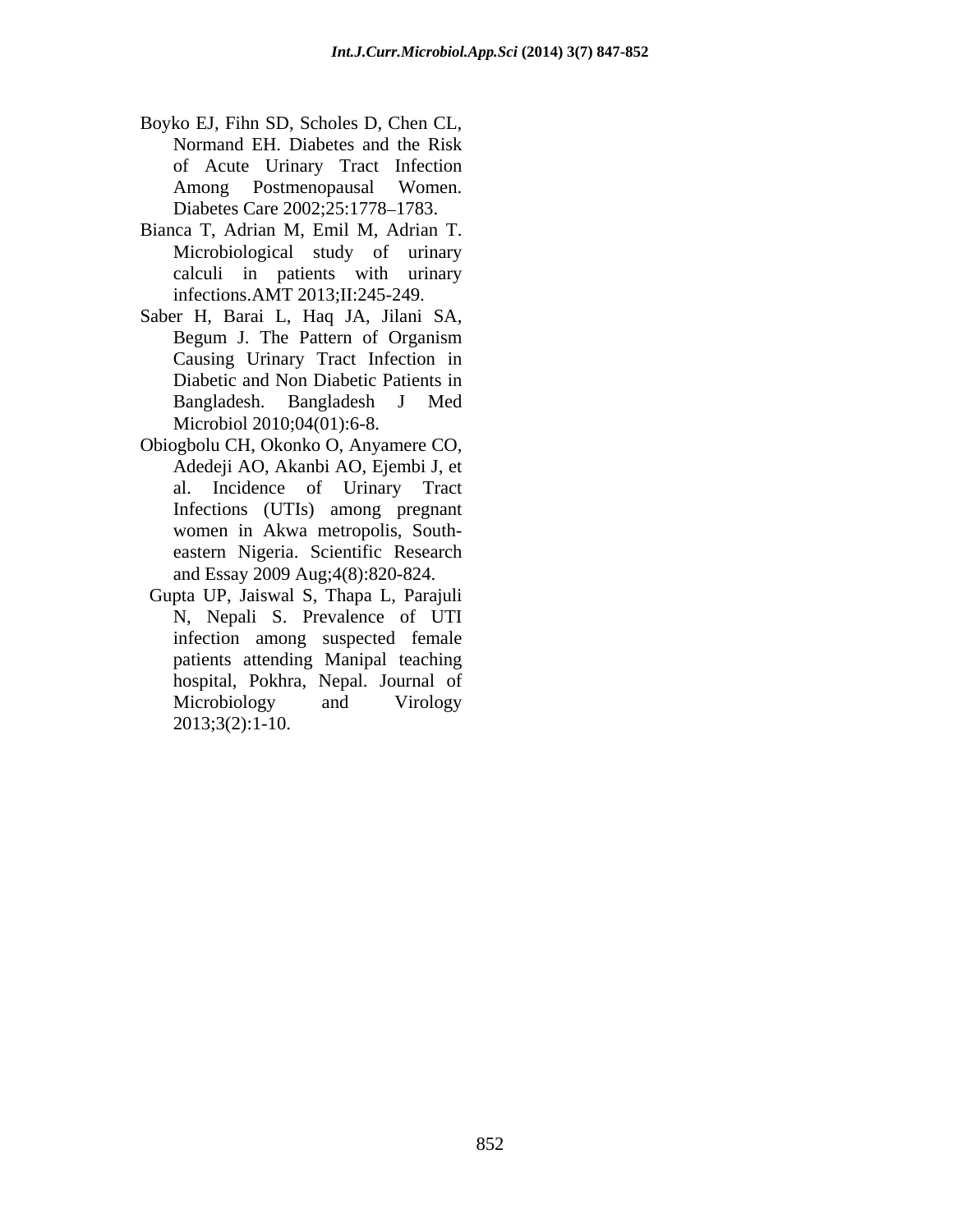Boyko EJ, Fihn SD, Scholes D, Chen CL, Normand EH. Diabetes and the Risk of Acute Urinary Tract Infection Among Postmenopausal Women. Diabetes Care 2002;25:1778–1783.

Bianca T, Adrian M, Emil M, Adrian T. Microbiological study of urinary calculi in patients with urinary infections.AMT 2013;II:245-249.

Saber H, Barai L, Haq JA, Jilani SA, Begum J. The Pattern of Organism Causing Urinary Tract Infection in Diabetic and Non Diabetic Patients in Bangladesh. Bangladesh J Med Microbiol 2010;04(01):6-8.

Obiogbolu CH, Okonko O, Anyamere CO, Adedeji AO, Akanbi AO, Ejembi J, et al. Incidence of Urinary Tract Infections (UTIs) among pregnant women in Akwa metropolis, South-eastern Nigeria. Scientific Research and Essay 2009 Aug;4(8):820-824.

Gupta UP, Jaiswal S, Thapa L, Parajuli N, Nepali S. Prevalence of UTI infection among suspected female patients attending Manipal teaching hospital, Pokhra, Nepal. Journal of Microbiology and Virology 2013;3(2):1-10.